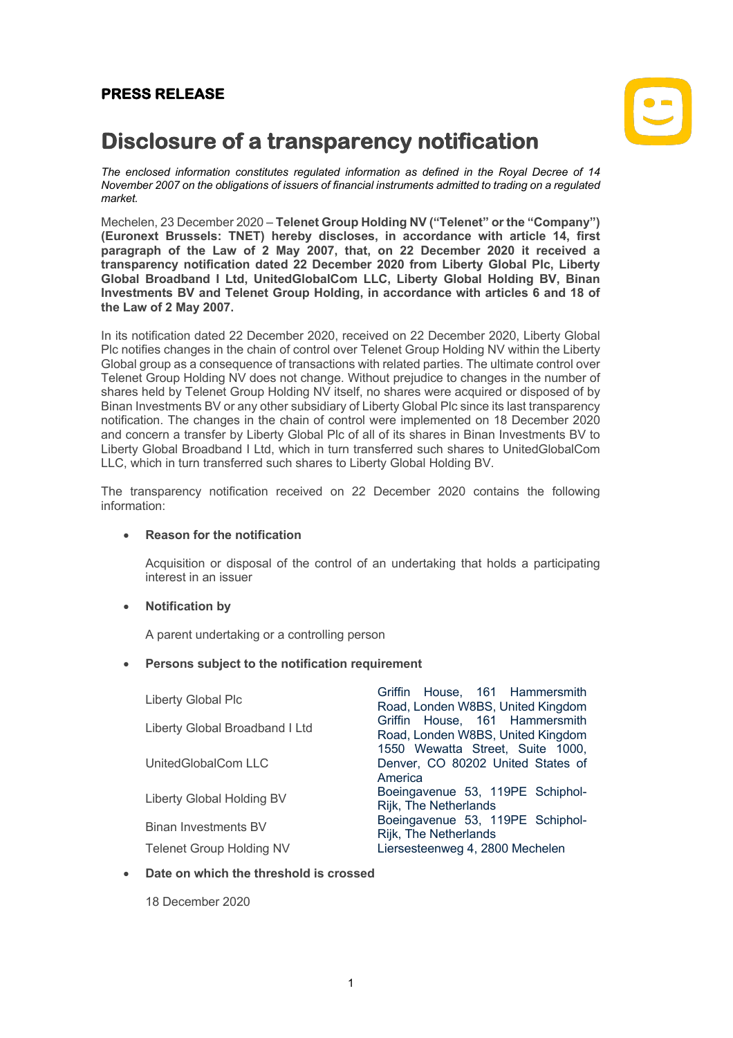**PRESS RELEASE**

# Disclosure of a transparency notification

*The enclosed information constitutes regulated information as defined in the Royal Decree of 14 November 2007 on the obligations of issuers of financial instruments admitted to trading on a regulated market.*

Mechelen, 23 December 2020 – **Telenet Group Holding NV ("Telenet" or the "Company") (Euronext Brussels: TNET) hereby discloses, in accordance with article 14, first paragraph of the Law of 2 May 2007, that, on 22 December 2020 it received a transparency notification dated 22 December 2020 from Liberty Global Plc, Liberty Global Broadband I Ltd, UnitedGlobalCom LLC, Liberty Global Holding BV, Binan Investments BV and Telenet Group Holding, in accordance with articles 6 and 18 of the Law of 2 May 2007.**

In its notification dated 22 December 2020, received on 22 December 2020, Liberty Global Plc notifies changes in the chain of control over Telenet Group Holding NV within the Liberty Global group as a consequence of transactions with related parties. The ultimate control over Telenet Group Holding NV does not change. Without prejudice to changes in the number of shares held by Telenet Group Holding NV itself, no shares were acquired or disposed of by Binan Investments BV or any other subsidiary of Liberty Global Plc since its last transparency notification. The changes in the chain of control were implemented on 18 December 2020 and concern a transfer by Liberty Global Plc of all of its shares in Binan Investments BV to Liberty Global Broadband I Ltd, which in turn transferred such shares to UnitedGlobalCom LLC, which in turn transferred such shares to Liberty Global Holding BV.

The transparency notification received on 22 December 2020 contains the following information:

- **Reason for the notification**

  Acquisition or disposal of the control of an undertaking that holds a participating interest in an issuer

- **Notification by**

  A parent undertaking or a controlling person

- **Persons subject to the notification requirement**

| | |
|---|---|
| Liberty Global Plc | Griffin House, 161 Hammersmith Road, Londen W8BS, United Kingdom |
| Liberty Global Broadband I Ltd | Griffin House, 161 Hammersmith Road, Londen W8BS, United Kingdom |
| UnitedGlobalCom LLC | 1550 Wewatta Street, Suite 1000, Denver, CO 80202 United States of America |
| Liberty Global Holding BV | Boeingavenue 53, 119PE Schiphol-Rijk, The Netherlands |
| Binan Investments BV | Boeingavenue 53, 119PE Schiphol-Rijk, The Netherlands |
| Telenet Group Holding NV | Liersesteenweg 4, 2800 Mechelen |

- **Date on which the threshold is crossed**

  18 December 2020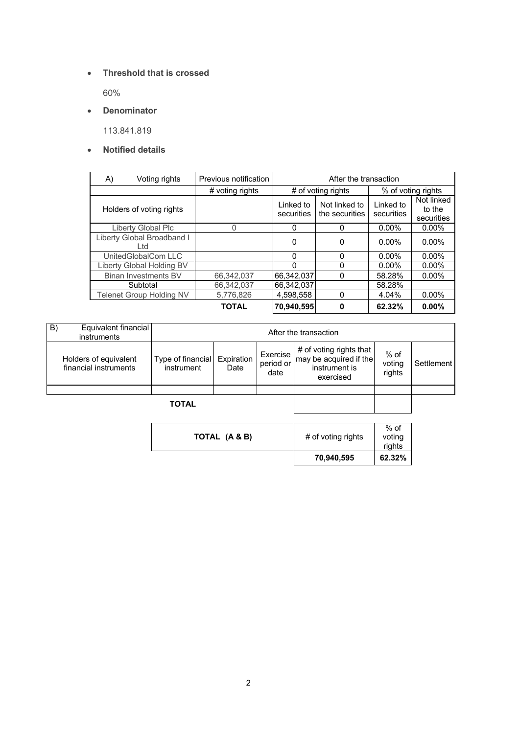- **Threshold that is crossed**

  60%

- **Denominator**

  113.841.819

- **Notified details**

| A) Voting rights | Previous notification | After the transaction | | | |
|---|---|---|---|---|---|
| | # voting rights | # of voting rights | | % of voting rights | |
| Holders of voting rights | | Linked to securities | Not linked to the securities | Linked to securities | Not linked to the securities |
| Liberty Global Plc | 0 | 0 | 0 | 0.00% | 0.00% |
| Liberty Global Broadband I Ltd | | 0 | 0 | 0.00% | 0.00% |
| UnitedGlobalCom LLC | | 0 | 0 | 0.00% | 0.00% |
| Liberty Global Holding BV | | 0 | 0 | 0.00% | 0.00% |
| Binan Investments BV | 66,342,037 | 66,342,037 | 0 | 58.28% | 0.00% |
| Subtotal | 66,342,037 | 66,342,037 | | 58.28% | |
| Telenet Group Holding NV | 5,776,826 | 4,598,558 | 0 | 4.04% | 0.00% |
| | **TOTAL** | **70,940,595** | **0** | **62.32%** | **0.00%** |

| B) Equivalent financial instruments | After the transaction | | | | | |
|---|---|---|---|---|---|---|
| Holders of equivalent financial instruments | Type of financial instrument | Expiration Date | Exercise period or date | # of voting rights that may be acquired if the instrument is exercised | % of voting rights | Settlement |
| | | | | | | |
| **TOTAL** | | | | | | |

| **TOTAL (A & B)** | # of voting rights | % of voting rights |
|---|---|---|
| | **70,940,595** | **62.32%** |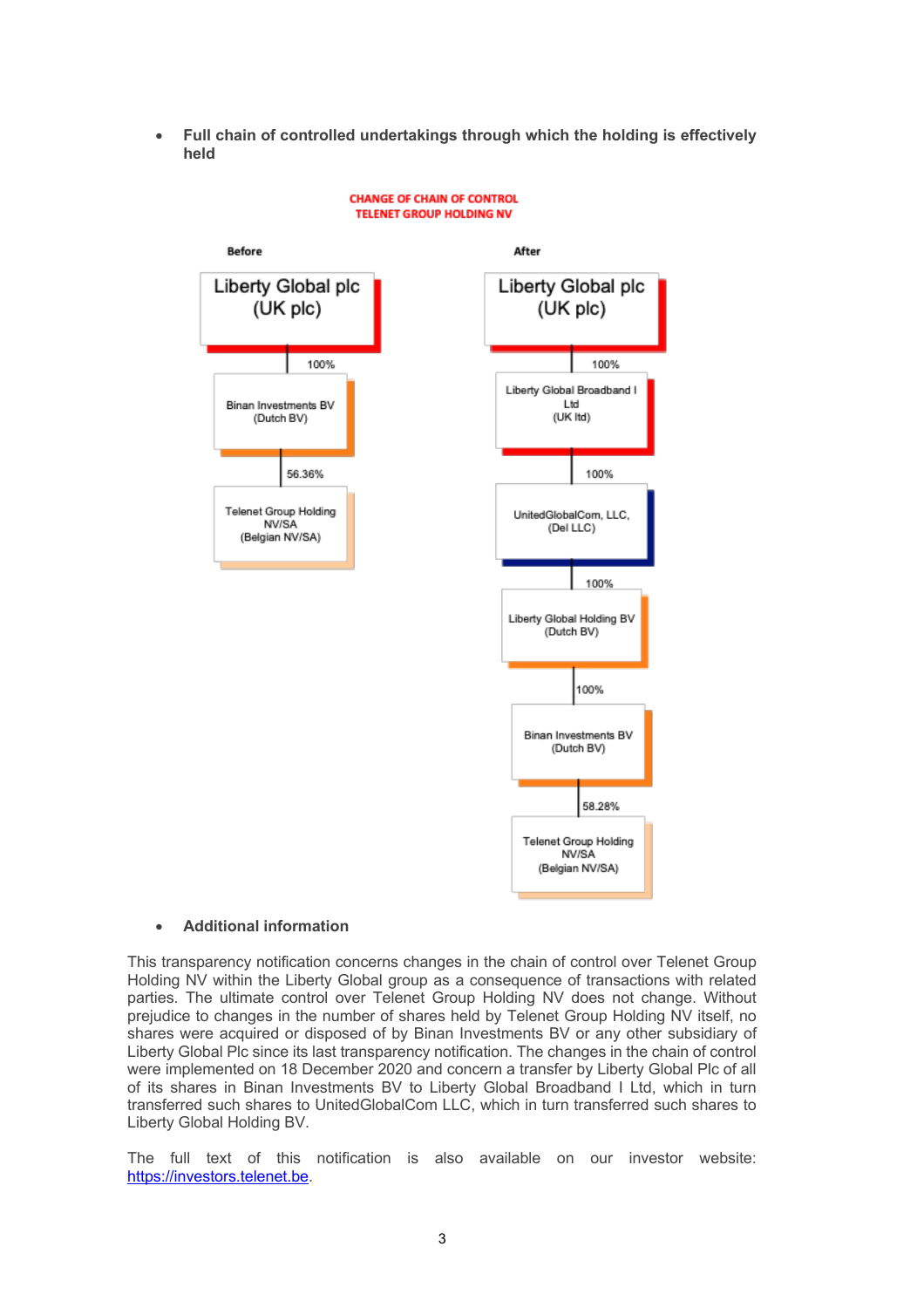- **Full chain of controlled undertakings through which the holding is effectively held**

**CHANGE OF CHAIN OF CONTROL**
**TELENET GROUP HOLDING NV**

**Before**

Liberty Global plc (UK plc)
→ 100% → Binan Investments BV (Dutch BV)
→ 56.36% → Telenet Group Holding NV/SA (Belgian NV/SA)

**After**

Liberty Global plc (UK plc)
→ 100% → Liberty Global Broadband I Ltd (UK ltd)
→ 100% → UnitedGlobalCom, LLC, (Del LLC)
→ 100% → Liberty Global Holding BV (Dutch BV)
→ 100% → Binan Investments BV (Dutch BV)
→ 58.28% → Telenet Group Holding NV/SA (Belgian NV/SA)

- **Additional information**

This transparency notification concerns changes in the chain of control over Telenet Group Holding NV within the Liberty Global group as a consequence of transactions with related parties. The ultimate control over Telenet Group Holding NV does not change. Without prejudice to changes in the number of shares held by Telenet Group Holding NV itself, no shares were acquired or disposed of by Binan Investments BV or any other subsidiary of Liberty Global Plc since its last transparency notification. The changes in the chain of control were implemented on 18 December 2020 and concern a transfer by Liberty Global Plc of all of its shares in Binan Investments BV to Liberty Global Broadband I Ltd, which in turn transferred such shares to UnitedGlobalCom LLC, which in turn transferred such shares to Liberty Global Holding BV.

The full text of this notification is also available on our investor website: https://investors.telenet.be.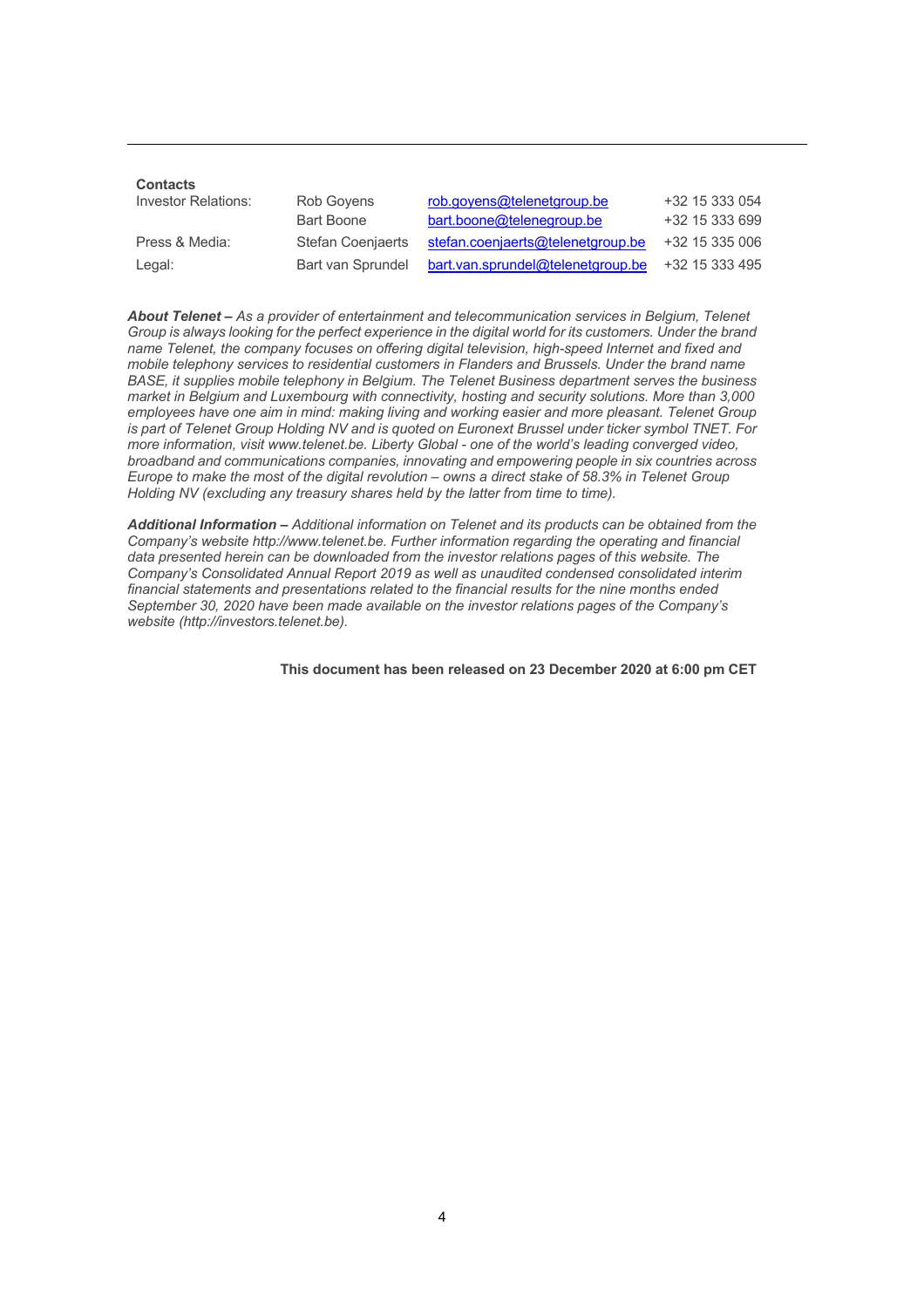---

**Contacts**

| | | | |
|---|---|---|---|
| Investor Relations: | Rob Goyens | rob.goyens@telenetgroup.be | +32 15 333 054 |
| | Bart Boone | bart.boone@telenegroup.be | +32 15 333 699 |
| Press & Media: | Stefan Coenjaerts | stefan.coenjaerts@telenetgroup.be | +32 15 335 006 |
| Legal: | Bart van Sprundel | bart.van.sprundel@telenetgroup.be | +32 15 333 495 |

***About Telenet –*** *As a provider of entertainment and telecommunication services in Belgium, Telenet Group is always looking for the perfect experience in the digital world for its customers. Under the brand name Telenet, the company focuses on offering digital television, high-speed Internet and fixed and mobile telephony services to residential customers in Flanders and Brussels. Under the brand name BASE, it supplies mobile telephony in Belgium. The Telenet Business department serves the business market in Belgium and Luxembourg with connectivity, hosting and security solutions. More than 3,000 employees have one aim in mind: making living and working easier and more pleasant. Telenet Group is part of Telenet Group Holding NV and is quoted on Euronext Brussel under ticker symbol TNET. For more information, visit www.telenet.be. Liberty Global - one of the world's leading converged video, broadband and communications companies, innovating and empowering people in six countries across Europe to make the most of the digital revolution – owns a direct stake of 58.3% in Telenet Group Holding NV (excluding any treasury shares held by the latter from time to time).*

***Additional Information –*** *Additional information on Telenet and its products can be obtained from the Company's website http://www.telenet.be. Further information regarding the operating and financial data presented herein can be downloaded from the investor relations pages of this website. The Company's Consolidated Annual Report 2019 as well as unaudited condensed consolidated interim financial statements and presentations related to the financial results for the nine months ended September 30, 2020 have been made available on the investor relations pages of the Company's website (http://investors.telenet.be).*

**This document has been released on 23 December 2020 at 6:00 pm CET**